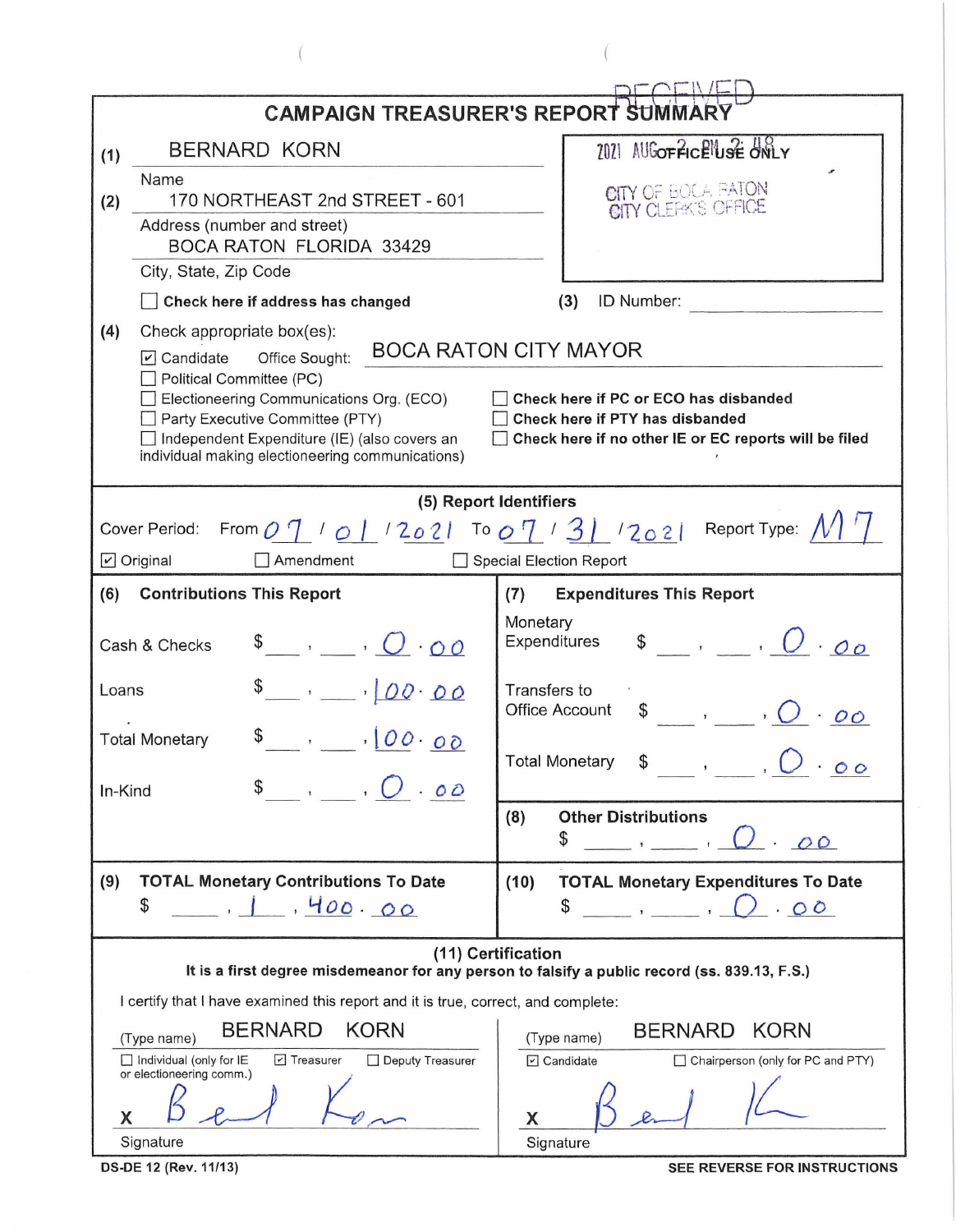# CAMPAIGN TREASURER'S REPORT SUMMARY

RECEIVED

2021 AUG 2 PM 2:48

OFFICE USE ONLY

CITY OF BOCA RATON
CITY CLERK'S OFFICE

**(1)** BERNARD KORN
Name

**(2)** 170 NORTHEAST 2nd STREET - 601
Address (number and street)
BOCA RATON FLORIDA 33429
City, State, Zip Code

☐ **Check here if address has changed**

**(3)** ID Number: ____________

**(4)** Check appropriate box(es):

☑ Candidate  Office Sought: BOCA RATON CITY MAYOR
☐ Political Committee (PC)
☐ Electioneering Communications Org. (ECO)
☐ Party Executive Committee (PTY)
☐ Independent Expenditure (IE) (also covers an individual making electioneering communications)

☐ **Check here if PC or ECO has disbanded**
☐ **Check here if PTY has disbanded**
☐ **Check here if no other IE or EC reports will be filed**

## (5) Report Identifiers

Cover Period: From 07 / 01 / 2021 To 07 / 31 / 2021  Report Type: M7

☑ Original  ☐ Amendment  ☐ Special Election Report

| (6) Contributions This Report | | (7) Expenditures This Report | |
|---|---|---|---|
| Cash & Checks | $ 0.00 | Monetary Expenditures | $ 0.00 |
| Loans | $ 100.00 | Transfers to Office Account | $ 0.00 |
| Total Monetary | $ 100.00 | Total Monetary | $ 0.00 |
| In-Kind | $ 0.00 | **(8) Other Distributions** | $ 0.00 |

| (9) TOTAL Monetary Contributions To Date | (10) TOTAL Monetary Expenditures To Date |
|---|---|
| $ 1,400.00 | $ 0.00 |

## (11) Certification

**It is a first degree misdemeanor for any person to falsify a public record (ss. 839.13, F.S.)**

I certify that I have examined this report and it is true, correct, and complete:

(Type name) BERNARD KORN
☐ Individual (only for IE or electioneering comm.)  ☑ Treasurer  ☐ Deputy Treasurer
X [signature]
Signature

(Type name) BERNARD KORN
☑ Candidate  ☐ Chairperson (only for PC and PTY)
X [signature]
Signature

DS-DE 12 (Rev. 11/13)  **SEE REVERSE FOR INSTRUCTIONS**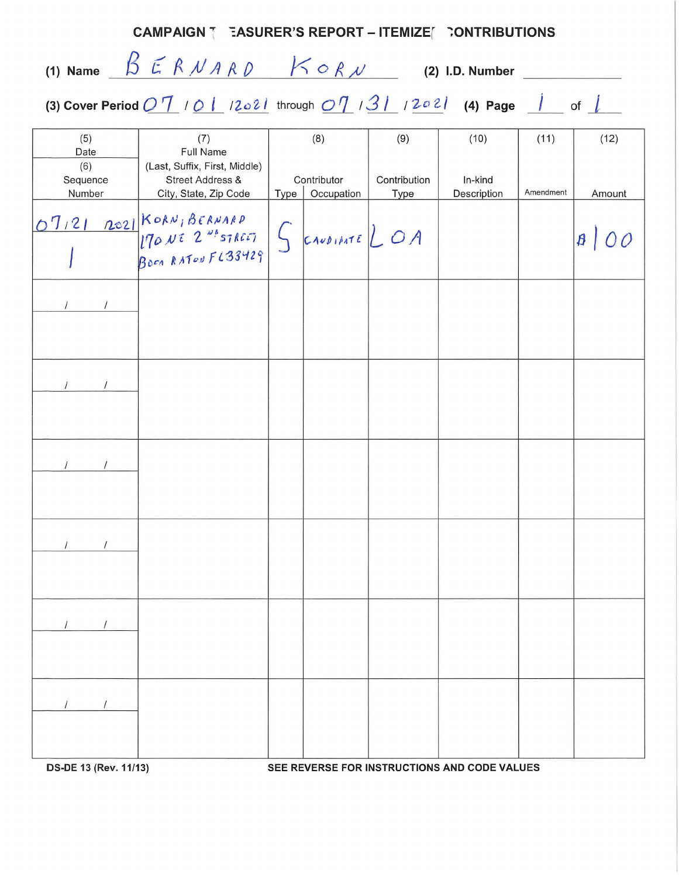## CAMPAIGN TREASURER'S REPORT – ITEMIZED CONTRIBUTIONS

(1) Name BERNARD KORN (2) I.D. Number

(3) Cover Period 07 / 01 / 2021 through 07 / 31 / 2021 (4) Page 1 of 1

| (5) Date / (6) Sequence Number | (7) Full Name (Last, Suffix, First, Middle) Street Address & City, State, Zip Code | (8) Contributor Type | Occupation | (9) Contribution Type | (10) In-kind Description | (11) Amendment | (12) Amount |
|---|---|---|---|---|---|---|---|
| 07/21/2021<br>1 | KORN, BERNARD<br>170 NE 2ND STREET<br>BOCA RATON FL 33429 | S | CANDIDATE | LOA | | | $100 |
| / / | | | | | | | |
| / / | | | | | | | |
| / / | | | | | | | |
| / / | | | | | | | |
| / / | | | | | | | |
| / / | | | | | | | |

DS-DE 13 (Rev. 11/13) SEE REVERSE FOR INSTRUCTIONS AND CODE VALUES